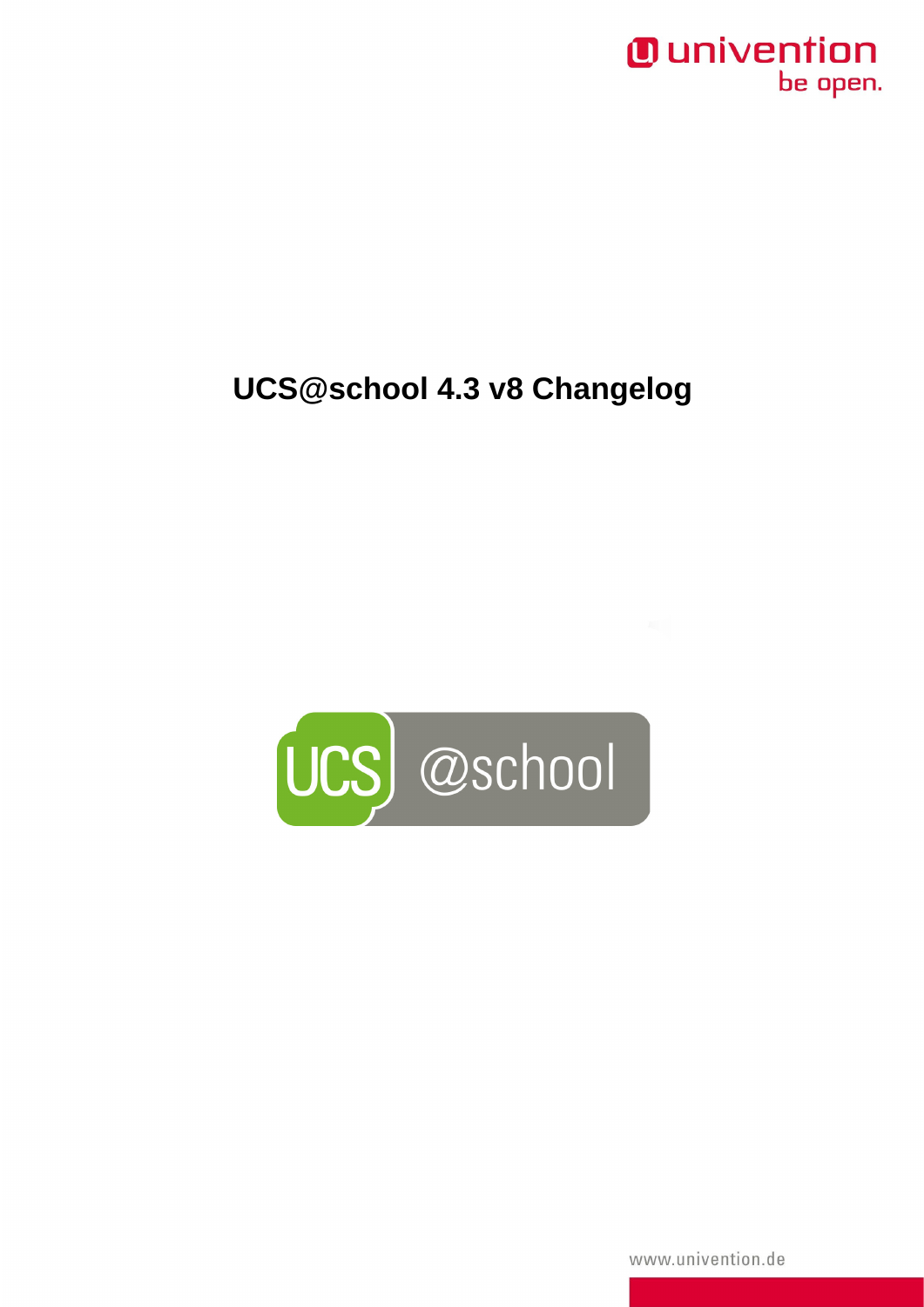# UCS@school 4.3 v8 Changelog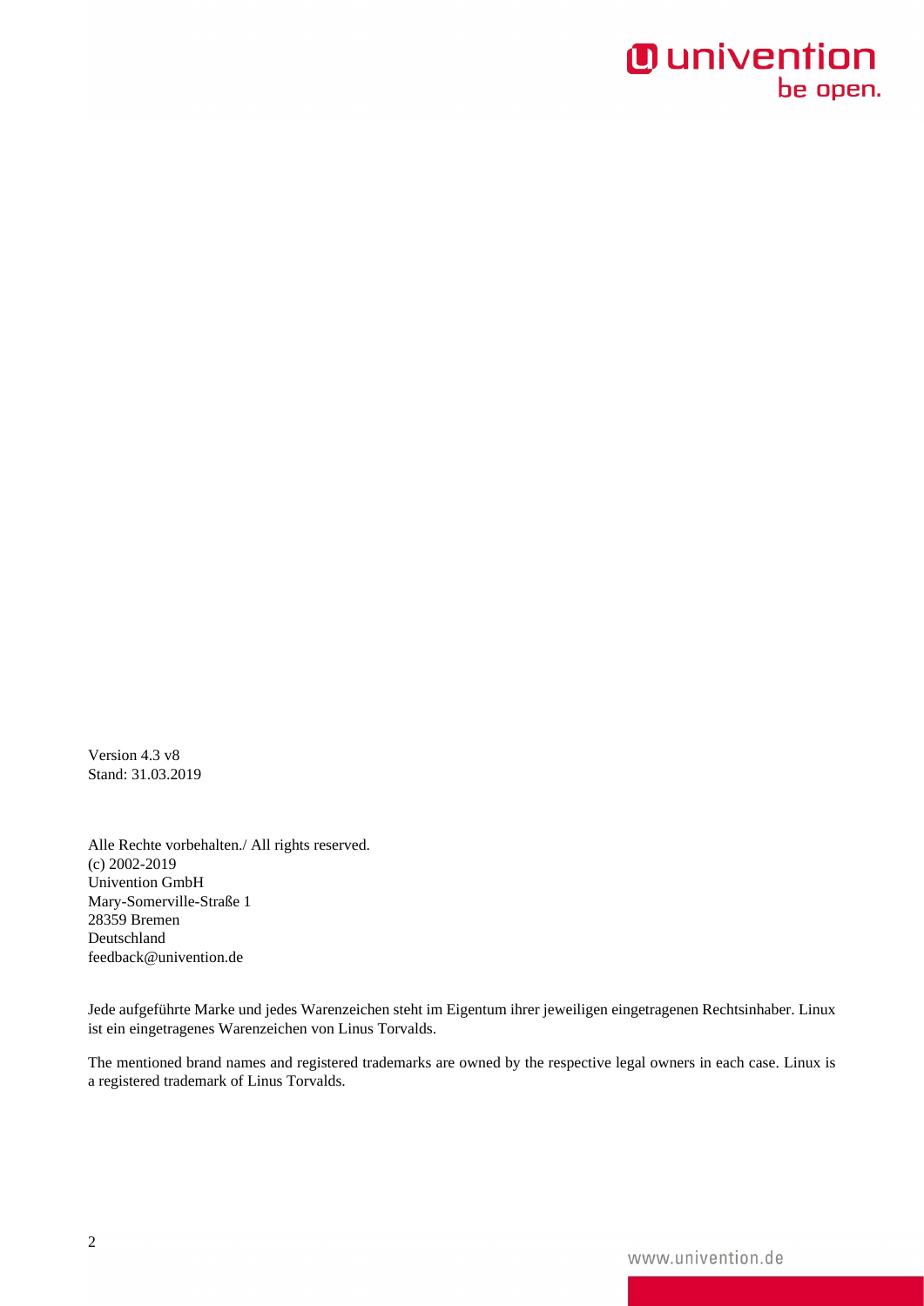Version 4.3 v8
Stand: 31.03.2019

Alle Rechte vorbehalten./ All rights reserved.
(c) 2002-2019
Univention GmbH
Mary-Somerville-Straße 1
28359 Bremen
Deutschland
feedback@univention.de

Jede aufgeführte Marke und jedes Warenzeichen steht im Eigentum ihrer jeweiligen eingetragenen Rechtsinhaber. Linux ist ein eingetragenes Warenzeichen von Linus Torvalds.

The mentioned brand names and registered trademarks are owned by the respective legal owners in each case. Linux is a registered trademark of Linus Torvalds.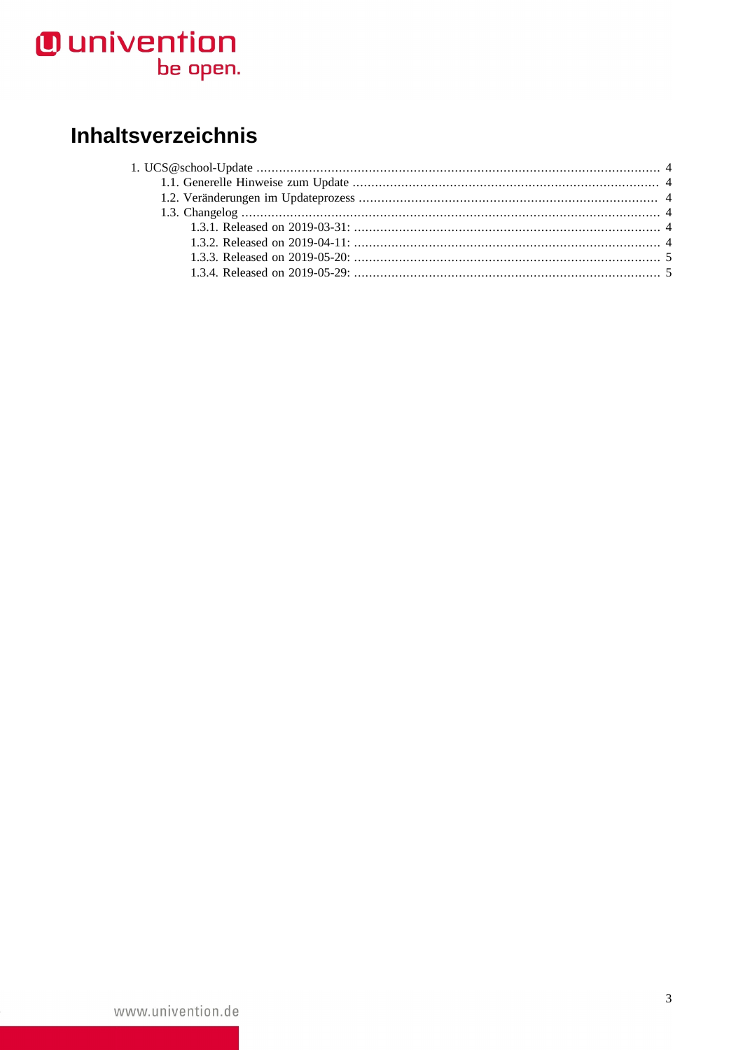# Inhaltsverzeichnis

1. UCS@school-Update ........................................................................................................... 4
   - 1.1. Generelle Hinweise zum Update .................................................................................. 4
   - 1.2. Veränderungen im Updateprozess ................................................................................ 4
   - 1.3. Changelog ................................................................................................................ 4
     - 1.3.1. Released on 2019-03-31: .................................................................................. 4
     - 1.3.2. Released on 2019-04-11: .................................................................................. 4
     - 1.3.3. Released on 2019-05-20: .................................................................................. 5
     - 1.3.4. Released on 2019-05-29: .................................................................................. 5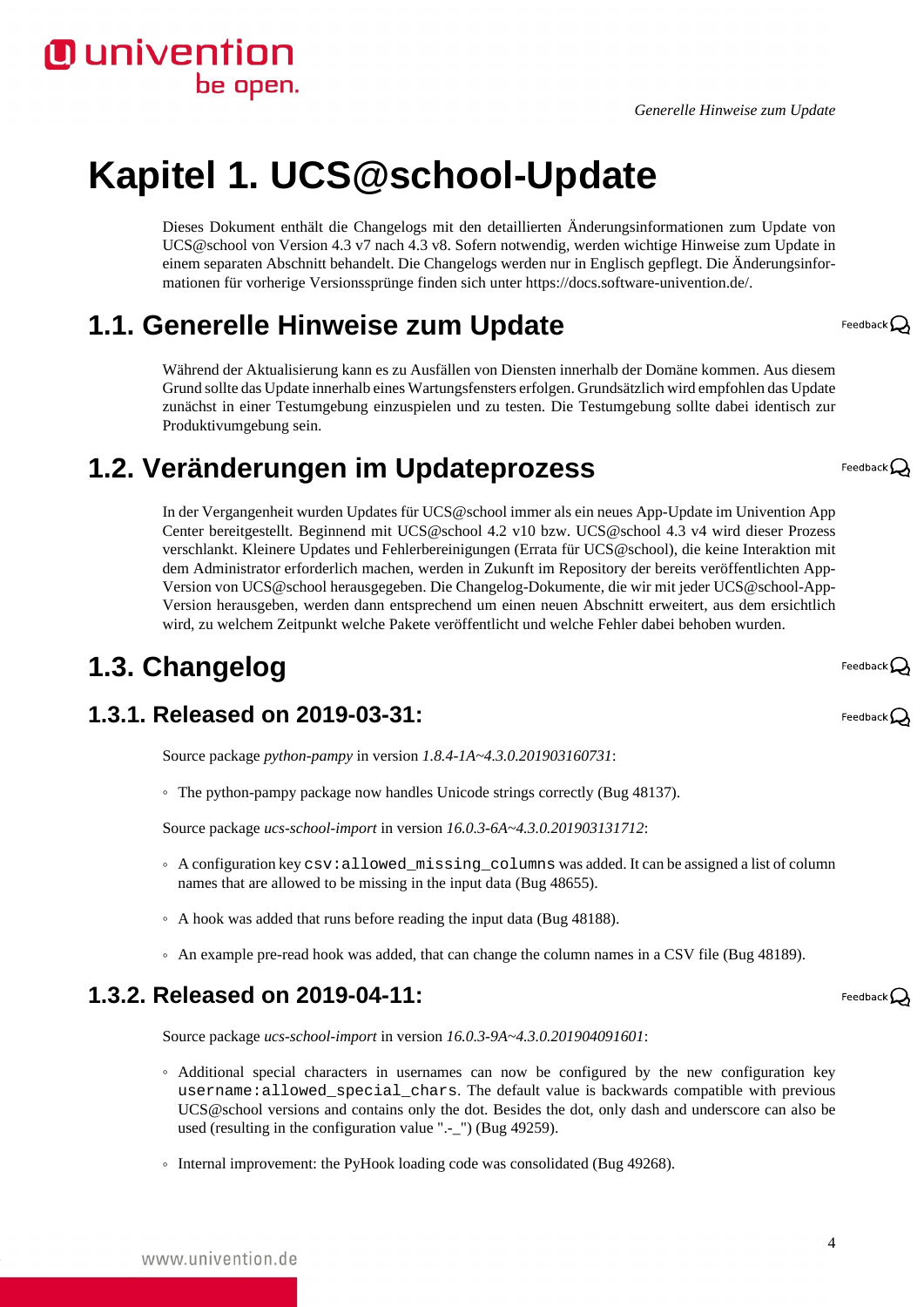# Kapitel 1. UCS@school-Update

Dieses Dokument enthält die Changelogs mit den detaillierten Änderungsinformationen zum Update von UCS@school von Version 4.3 v7 nach 4.3 v8. Sofern notwendig, werden wichtige Hinweise zum Update in einem separaten Abschnitt behandelt. Die Changelogs werden nur in Englisch gepflegt. Die Änderungsinformationen für vorherige Versionssprünge finden sich unter https://docs.software-univention.de/.

## 1.1. Generelle Hinweise zum Update

Während der Aktualisierung kann es zu Ausfällen von Diensten innerhalb der Domäne kommen. Aus diesem Grund sollte das Update innerhalb eines Wartungsfensters erfolgen. Grundsätzlich wird empfohlen das Update zunächst in einer Testumgebung einzuspielen und zu testen. Die Testumgebung sollte dabei identisch zur Produktivumgebung sein.

## 1.2. Veränderungen im Updateprozess

In der Vergangenheit wurden Updates für UCS@school immer als ein neues App-Update im Univention App Center bereitgestellt. Beginnend mit UCS@school 4.2 v10 bzw. UCS@school 4.3 v4 wird dieser Prozess verschlankt. Kleinere Updates und Fehlerbereinigungen (Errata für UCS@school), die keine Interaktion mit dem Administrator erforderlich machen, werden in Zukunft im Repository der bereits veröffentlichten App-Version von UCS@school herausgegeben. Die Changelog-Dokumente, die wir mit jeder UCS@school-App-Version herausgeben, werden dann entsprechend um einen neuen Abschnitt erweitert, aus dem ersichtlich wird, zu welchem Zeitpunkt welche Pakete veröffentlicht und welche Fehler dabei behoben wurden.

## 1.3. Changelog

### 1.3.1. Released on 2019-03-31:

Source package *python-pampy* in version *1.8.4-1A~4.3.0.201903160731*:

- The python-pampy package now handles Unicode strings correctly (Bug 48137).

Source package *ucs-school-import* in version *16.0.3-6A~4.3.0.201903131712*:

- A configuration key `csv:allowed_missing_columns` was added. It can be assigned a list of column names that are allowed to be missing in the input data (Bug 48655).
- A hook was added that runs before reading the input data (Bug 48188).
- An example pre-read hook was added, that can change the column names in a CSV file (Bug 48189).

### 1.3.2. Released on 2019-04-11:

Source package *ucs-school-import* in version *16.0.3-9A~4.3.0.201904091601*:

- Additional special characters in usernames can now be configured by the new configuration key `username:allowed_special_chars`. The default value is backwards compatible with previous UCS@school versions and contains only the dot. Besides the dot, only dash and underscore can also be used (resulting in the configuration value ".-_") (Bug 49259).
- Internal improvement: the PyHook loading code was consolidated (Bug 49268).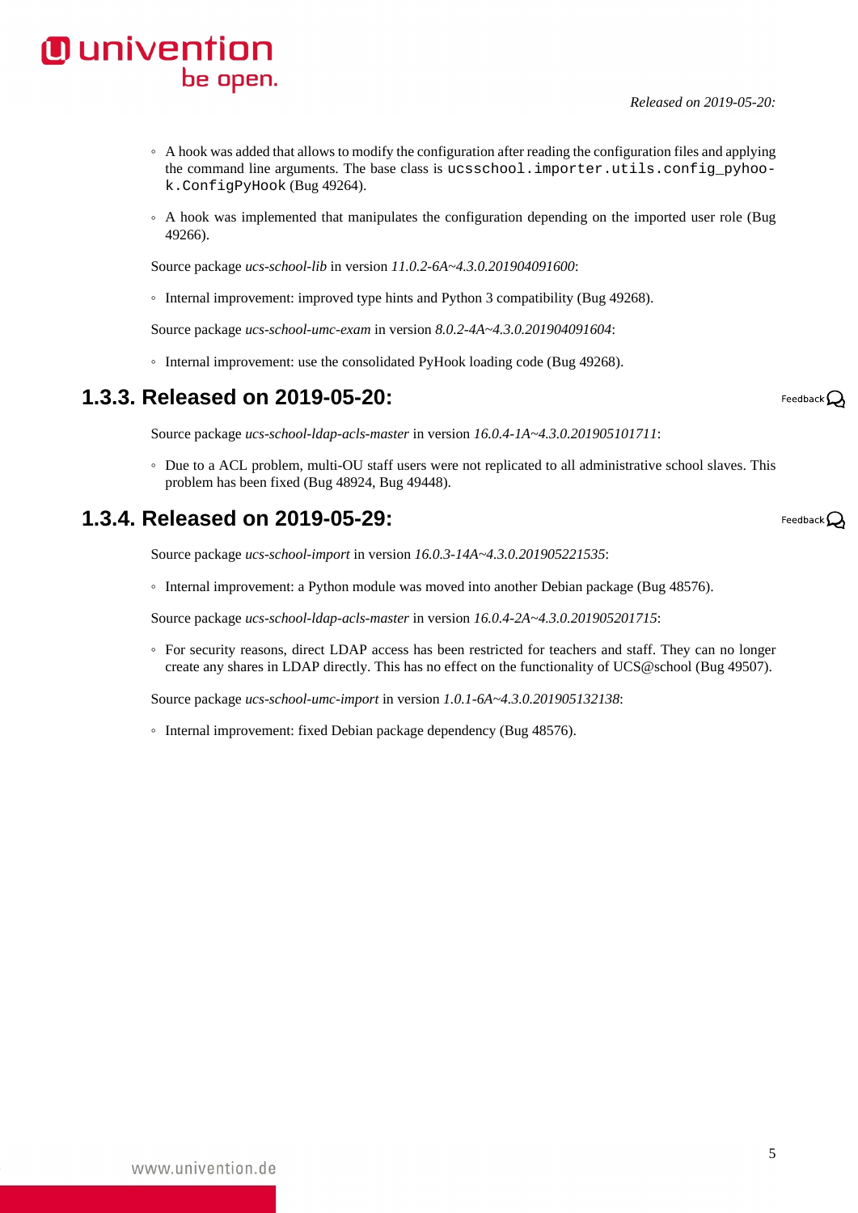- A hook was added that allows to modify the configuration after reading the configuration files and applying the command line arguments. The base class is `ucsschool.importer.utils.config_pyhook.ConfigPyHook` (Bug 49264).

- A hook was implemented that manipulates the configuration depending on the imported user role (Bug 49266).

Source package *ucs-school-lib* in version *11.0.2-6A~4.3.0.201904091600*:

- Internal improvement: improved type hints and Python 3 compatibility (Bug 49268).

Source package *ucs-school-umc-exam* in version *8.0.2-4A~4.3.0.201904091604*:

- Internal improvement: use the consolidated PyHook loading code (Bug 49268).

### 1.3.3. Released on 2019-05-20:

Source package *ucs-school-ldap-acls-master* in version *16.0.4-1A~4.3.0.201905101711*:

- Due to a ACL problem, multi-OU staff users were not replicated to all administrative school slaves. This problem has been fixed (Bug 48924, Bug 49448).

### 1.3.4. Released on 2019-05-29:

Source package *ucs-school-import* in version *16.0.3-14A~4.3.0.201905221535*:

- Internal improvement: a Python module was moved into another Debian package (Bug 48576).

Source package *ucs-school-ldap-acls-master* in version *16.0.4-2A~4.3.0.201905201715*:

- For security reasons, direct LDAP access has been restricted for teachers and staff. They can no longer create any shares in LDAP directly. This has no effect on the functionality of UCS@school (Bug 49507).

Source package *ucs-school-umc-import* in version *1.0.1-6A~4.3.0.201905132138*:

- Internal improvement: fixed Debian package dependency (Bug 48576).